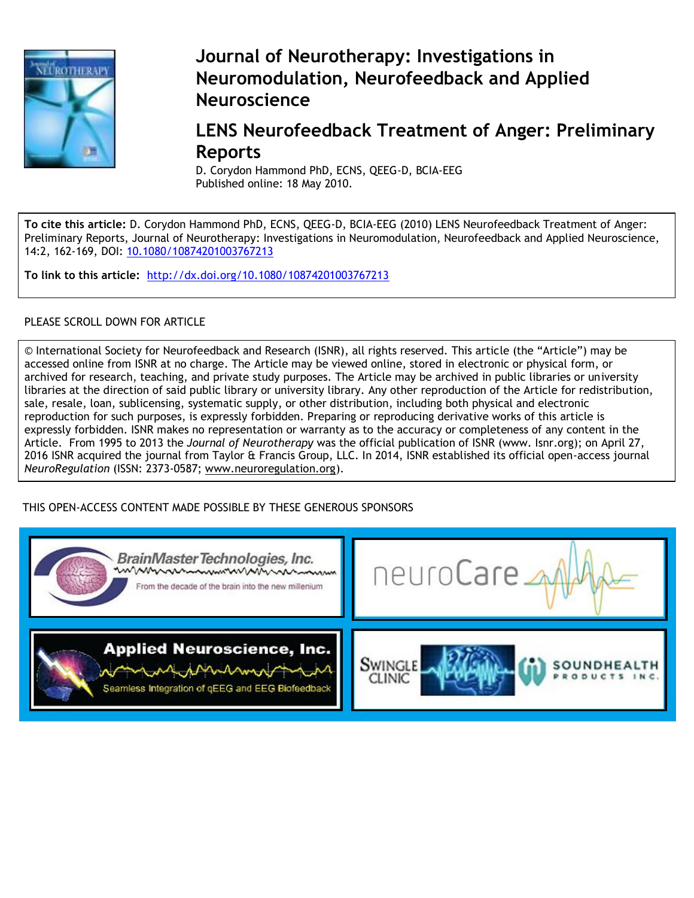# Journal of Neurotherapy: Investigations in Neuromodulation, Neurofeedback and Applied Neuroscience

## LENS Neurofeedback Treatment of Anger: Preliminary Reports

D. Corydon Hammond PhD, ECNS, QEEG-D, BCIA-EEG

Published online: 18 May 2010.

**To cite this article:** D. Corydon Hammond PhD, ECNS, QEEG-D, BCIA-EEG (2010) LENS Neurofeedback Treatment of Anger: Preliminary Reports, Journal of Neurotherapy: Investigations in Neuromodulation, Neurofeedback and Applied Neuroscience, 14:2, 162-169, DOI: 10.1080/10874201003767213

**To link to this article:** http://dx.doi.org/10.1080/10874201003767213

PLEASE SCROLL DOWN FOR ARTICLE

© International Society for Neurofeedback and Research (ISNR), all rights reserved. This article (the "Article") may be accessed online from ISNR at no charge. The Article may be viewed online, stored in electronic or physical form, or archived for research, teaching, and private study purposes. The Article may be archived in public libraries or university libraries at the direction of said public library or university library. Any other reproduction of the Article for redistribution, sale, resale, loan, sublicensing, systematic supply, or other distribution, including both physical and electronic reproduction for such purposes, is expressly forbidden. Preparing or reproducing derivative works of this article is expressly forbidden. ISNR makes no representation or warranty as to the accuracy or completeness of any content in the Article. From 1995 to 2013 the *Journal of Neurotherapy* was the official publication of ISNR (www. Isnr.org); on April 27, 2016 ISNR acquired the journal from Taylor & Francis Group, LLC. In 2014, ISNR established its official open-access journal *NeuroRegulation* (ISSN: 2373-0587; www.neuroregulation.org).

THIS OPEN-ACCESS CONTENT MADE POSSIBLE BY THESE GENEROUS SPONSORS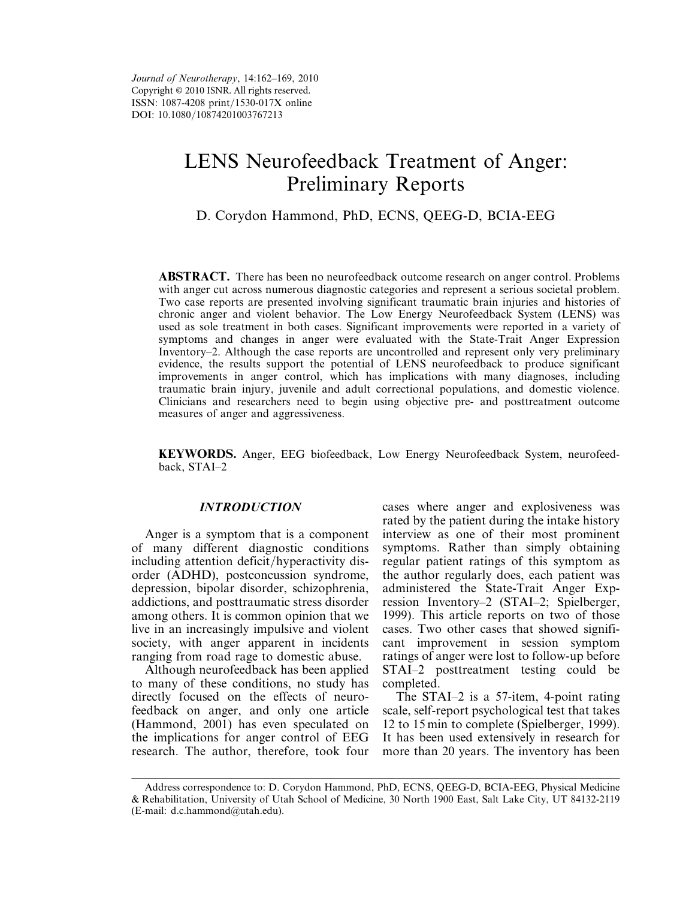# LENS Neurofeedback Treatment of Anger: Preliminary Reports

D. Corydon Hammond, PhD, ECNS, QEEG-D, BCIA-EEG

**ABSTRACT.** There has been no neurofeedback outcome research on anger control. Problems with anger cut across numerous diagnostic categories and represent a serious societal problem. Two case reports are presented involving significant traumatic brain injuries and histories of chronic anger and violent behavior. The Low Energy Neurofeedback System (LENS) was used as sole treatment in both cases. Significant improvements were reported in a variety of symptoms and changes in anger were evaluated with the State-Trait Anger Expression Inventory–2. Although the case reports are uncontrolled and represent only very preliminary evidence, the results support the potential of LENS neurofeedback to produce significant improvements in anger control, which has implications with many diagnoses, including traumatic brain injury, juvenile and adult correctional populations, and domestic violence. Clinicians and researchers need to begin using objective pre- and posttreatment outcome measures of anger and aggressiveness.

**KEYWORDS.** Anger, EEG biofeedback, Low Energy Neurofeedback System, neurofeedback, STAI–2

## *INTRODUCTION*

Anger is a symptom that is a component of many different diagnostic conditions including attention deficit/hyperactivity disorder (ADHD), postconcussion syndrome, depression, bipolar disorder, schizophrenia, addictions, and posttraumatic stress disorder among others. It is common opinion that we live in an increasingly impulsive and violent society, with anger apparent in incidents ranging from road rage to domestic abuse.

Although neurofeedback has been applied to many of these conditions, no study has directly focused on the effects of neurofeedback on anger, and only one article (Hammond, 2001) has even speculated on the implications for anger control of EEG research. The author, therefore, took four cases where anger and explosiveness was rated by the patient during the intake history interview as one of their most prominent symptoms. Rather than simply obtaining regular patient ratings of this symptom as the author regularly does, each patient was administered the State-Trait Anger Expression Inventory–2 (STAI–2; Spielberger, 1999). This article reports on two of those cases. Two other cases that showed significant improvement in session symptom ratings of anger were lost to follow-up before STAI–2 posttreatment testing could be completed.

The STAI–2 is a 57-item, 4-point rating scale, self-report psychological test that takes 12 to 15 min to complete (Spielberger, 1999). It has been used extensively in research for more than 20 years. The inventory has been

Address correspondence to: D. Corydon Hammond, PhD, ECNS, QEEG-D, BCIA-EEG, Physical Medicine & Rehabilitation, University of Utah School of Medicine, 30 North 1900 East, Salt Lake City, UT 84132-2119 (E-mail: d.c.hammond@utah.edu).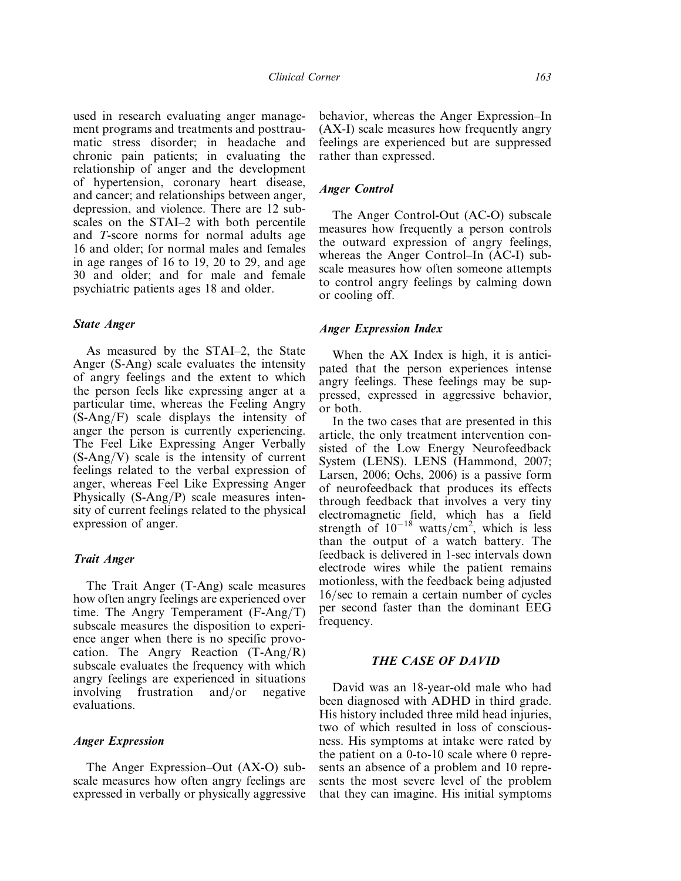used in research evaluating anger management programs and treatments and posttraumatic stress disorder; in headache and chronic pain patients; in evaluating the relationship of anger and the development of hypertension, coronary heart disease, and cancer; and relationships between anger, depression, and violence. There are 12 subscales on the STAI–2 with both percentile and *T*-score norms for normal adults age 16 and older; for normal males and females in age ranges of 16 to 19, 20 to 29, and age 30 and older; and for male and female psychiatric patients ages 18 and older.

### *State Anger*

As measured by the STAI–2, the State Anger (S-Ang) scale evaluates the intensity of angry feelings and the extent to which the person feels like expressing anger at a particular time, whereas the Feeling Angry (S-Ang/F) scale displays the intensity of anger the person is currently experiencing. The Feel Like Expressing Anger Verbally (S-Ang/V) scale is the intensity of current feelings related to the verbal expression of anger, whereas Feel Like Expressing Anger Physically (S-Ang/P) scale measures intensity of current feelings related to the physical expression of anger.

### *Trait Anger*

The Trait Anger (T-Ang) scale measures how often angry feelings are experienced over time. The Angry Temperament (F-Ang/T) subscale measures the disposition to experience anger when there is no specific provocation. The Angry Reaction (T-Ang/R) subscale evaluates the frequency with which angry feelings are experienced in situations involving frustration and/or negative evaluations.

### *Anger Expression*

The Anger Expression–Out (AX-O) subscale measures how often angry feelings are expressed in verbally or physically aggressive behavior, whereas the Anger Expression–In (AX-I) scale measures how frequently angry feelings are experienced but are suppressed rather than expressed.

### *Anger Control*

The Anger Control-Out (AC-O) subscale measures how frequently a person controls the outward expression of angry feelings, whereas the Anger Control–In (AC-I) subscale measures how often someone attempts to control angry feelings by calming down or cooling off.

### *Anger Expression Index*

When the AX Index is high, it is anticipated that the person experiences intense angry feelings. These feelings may be suppressed, expressed in aggressive behavior, or both.

In the two cases that are presented in this article, the only treatment intervention consisted of the Low Energy Neurofeedback System (LENS). LENS (Hammond, 2007; Larsen, 2006; Ochs, 2006) is a passive form of neurofeedback that produces its effects through feedback that involves a very tiny electromagnetic field, which has a field strength of $10^{-18}$ watts/cm$^2$, which is less than the output of a watch battery. The feedback is delivered in 1-sec intervals down electrode wires while the patient remains motionless, with the feedback being adjusted 16/sec to remain a certain number of cycles per second faster than the dominant EEG frequency.

## *THE CASE OF DAVID*

David was an 18-year-old male who had been diagnosed with ADHD in third grade. His history included three mild head injuries, two of which resulted in loss of consciousness. His symptoms at intake were rated by the patient on a 0-to-10 scale where 0 represents an absence of a problem and 10 represents the most severe level of the problem that they can imagine. His initial symptoms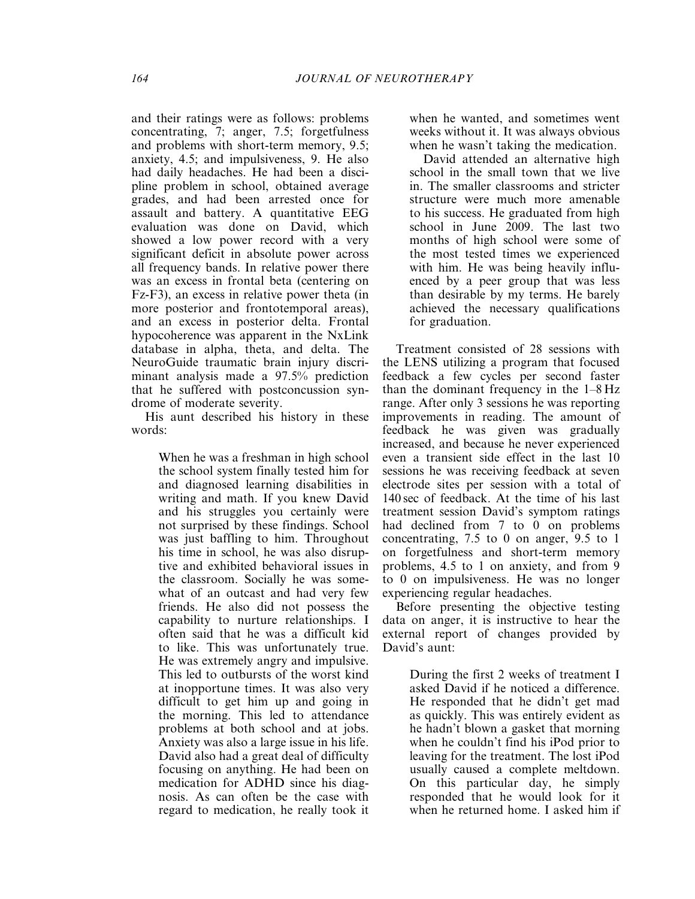and their ratings were as follows: problems concentrating, 7; anger, 7.5; forgetfulness and problems with short-term memory, 9.5; anxiety, 4.5; and impulsiveness, 9. He also had daily headaches. He had been a discipline problem in school, obtained average grades, and had been arrested once for assault and battery. A quantitative EEG evaluation was done on David, which showed a low power record with a very significant deficit in absolute power across all frequency bands. In relative power there was an excess in frontal beta (centering on Fz-F3), an excess in relative power theta (in more posterior and frontotemporal areas), and an excess in posterior delta. Frontal hypocoherence was apparent in the NxLink database in alpha, theta, and delta. The NeuroGuide traumatic brain injury discriminant analysis made a 97.5% prediction that he suffered with postconcussion syndrome of moderate severity.

His aunt described his history in these words:

> When he was a freshman in high school the school system finally tested him for and diagnosed learning disabilities in writing and math. If you knew David and his struggles you certainly were not surprised by these findings. School was just baffling to him. Throughout his time in school, he was also disruptive and exhibited behavioral issues in the classroom. Socially he was somewhat of an outcast and had very few friends. He also did not possess the capability to nurture relationships. I often said that he was a difficult kid to like. This was unfortunately true. He was extremely angry and impulsive. This led to outbursts of the worst kind at inopportune times. It was also very difficult to get him up and going in the morning. This led to attendance problems at both school and at jobs. Anxiety was also a large issue in his life. David also had a great deal of difficulty focusing on anything. He had been on medication for ADHD since his diagnosis. As can often be the case with regard to medication, he really took it when he wanted, and sometimes went weeks without it. It was always obvious when he wasn't taking the medication.
>
> David attended an alternative high school in the small town that we live in. The smaller classrooms and stricter structure were much more amenable to his success. He graduated from high school in June 2009. The last two months of high school were some of the most tested times we experienced with him. He was being heavily influenced by a peer group that was less than desirable by my terms. He barely achieved the necessary qualifications for graduation.

Treatment consisted of 28 sessions with the LENS utilizing a program that focused feedback a few cycles per second faster than the dominant frequency in the 1–8 Hz range. After only 3 sessions he was reporting improvements in reading. The amount of feedback he was given was gradually increased, and because he never experienced even a transient side effect in the last 10 sessions he was receiving feedback at seven electrode sites per session with a total of 140 sec of feedback. At the time of his last treatment session David's symptom ratings had declined from 7 to 0 on problems concentrating, 7.5 to 0 on anger, 9.5 to 1 on forgetfulness and short-term memory problems, 4.5 to 1 on anxiety, and from 9 to 0 on impulsiveness. He was no longer experiencing regular headaches.

Before presenting the objective testing data on anger, it is instructive to hear the external report of changes provided by David's aunt:

> During the first 2 weeks of treatment I asked David if he noticed a difference. He responded that he didn't get mad as quickly. This was entirely evident as he hadn't blown a gasket that morning when he couldn't find his iPod prior to leaving for the treatment. The lost iPod usually caused a complete meltdown. On this particular day, he simply responded that he would look for it when he returned home. I asked him if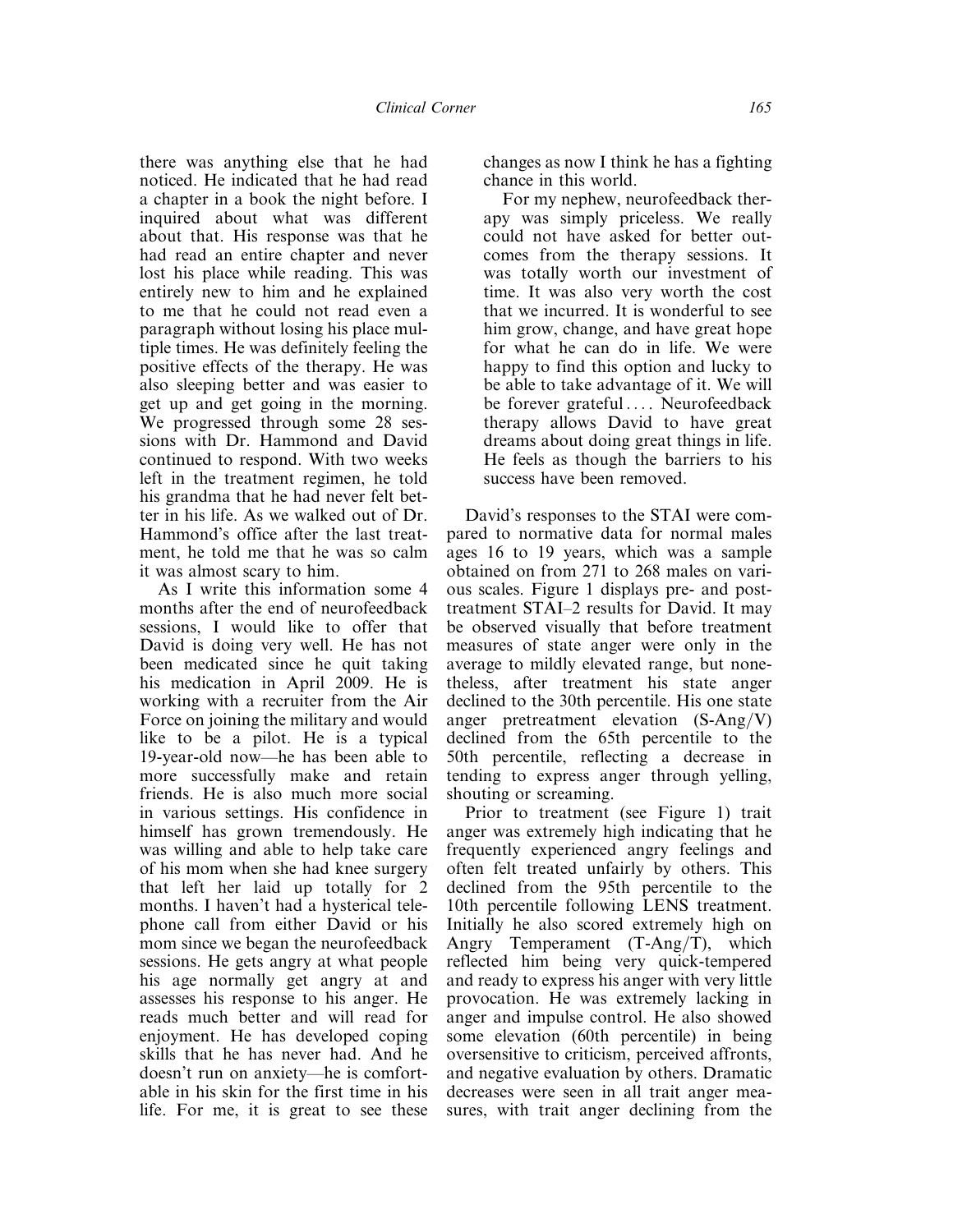there was anything else that he had noticed. He indicated that he had read a chapter in a book the night before. I inquired about what was different about that. His response was that he had read an entire chapter and never lost his place while reading. This was entirely new to him and he explained to me that he could not read even a paragraph without losing his place multiple times. He was definitely feeling the positive effects of the therapy. He was also sleeping better and was easier to get up and get going in the morning. We progressed through some 28 sessions with Dr. Hammond and David continued to respond. With two weeks left in the treatment regimen, he told his grandma that he had never felt better in his life. As we walked out of Dr. Hammond's office after the last treatment, he told me that he was so calm it was almost scary to him.

As I write this information some 4 months after the end of neurofeedback sessions, I would like to offer that David is doing very well. He has not been medicated since he quit taking his medication in April 2009. He is working with a recruiter from the Air Force on joining the military and would like to be a pilot. He is a typical 19-year-old now—he has been able to more successfully make and retain friends. He is also much more social in various settings. His confidence in himself has grown tremendously. He was willing and able to help take care of his mom when she had knee surgery that left her laid up totally for 2 months. I haven't had a hysterical telephone call from either David or his mom since we began the neurofeedback sessions. He gets angry at what people his age normally get angry at and assesses his response to his anger. He reads much better and will read for enjoyment. He has developed coping skills that he has never had. And he doesn't run on anxiety—he is comfortable in his skin for the first time in his life. For me, it is great to see these changes as now I think he has a fighting chance in this world.

For my nephew, neurofeedback therapy was simply priceless. We really could not have asked for better outcomes from the therapy sessions. It was totally worth our investment of time. It was also very worth the cost that we incurred. It is wonderful to see him grow, change, and have great hope for what he can do in life. We were happy to find this option and lucky to be able to take advantage of it. We will be forever grateful.... Neurofeedback therapy allows David to have great dreams about doing great things in life. He feels as though the barriers to his success have been removed.

David's responses to the STAI were compared to normative data for normal males ages 16 to 19 years, which was a sample obtained on from 271 to 268 males on various scales. Figure 1 displays pre- and post-treatment STAI–2 results for David. It may be observed visually that before treatment measures of state anger were only in the average to mildly elevated range, but nonetheless, after treatment his state anger declined to the 30th percentile. His one state anger pretreatment elevation (S-Ang/V) declined from the 65th percentile to the 50th percentile, reflecting a decrease in tending to express anger through yelling, shouting or screaming.

Prior to treatment (see Figure 1) trait anger was extremely high indicating that he frequently experienced angry feelings and often felt treated unfairly by others. This declined from the 95th percentile to the 10th percentile following LENS treatment. Initially he also scored extremely high on Angry Temperament (T-Ang/T), which reflected him being very quick-tempered and ready to express his anger with very little provocation. He was extremely lacking in anger and impulse control. He also showed some elevation (60th percentile) in being oversensitive to criticism, perceived affronts, and negative evaluation by others. Dramatic decreases were seen in all trait anger measures, with trait anger declining from the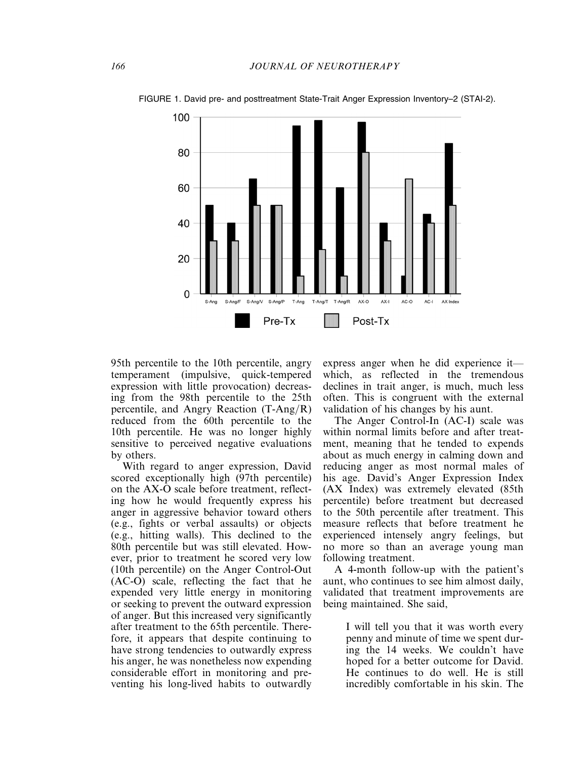FIGURE 1. David pre- and posttreatment State-Trait Anger Expression Inventory–2 (STAI-2).

95th percentile to the 10th percentile, angry temperament (impulsive, quick-tempered expression with little provocation) decreasing from the 98th percentile to the 25th percentile, and Angry Reaction (T-Ang/R) reduced from the 60th percentile to the 10th percentile. He was no longer highly sensitive to perceived negative evaluations by others.

With regard to anger expression, David scored exceptionally high (97th percentile) on the AX-O scale before treatment, reflecting how he would frequently express his anger in aggressive behavior toward others (e.g., fights or verbal assaults) or objects (e.g., hitting walls). This declined to the 80th percentile but was still elevated. However, prior to treatment he scored very low (10th percentile) on the Anger Control-Out (AC-O) scale, reflecting the fact that he expended very little energy in monitoring or seeking to prevent the outward expression of anger. But this increased very significantly after treatment to the 65th percentile. Therefore, it appears that despite continuing to have strong tendencies to outwardly express his anger, he was nonetheless now expending considerable effort in monitoring and preventing his long-lived habits to outwardly express anger when he did experience it—which, as reflected in the tremendous declines in trait anger, is much, much less often. This is congruent with the external validation of his changes by his aunt.

The Anger Control-In (AC-I) scale was within normal limits before and after treatment, meaning that he tended to expends about as much energy in calming down and reducing anger as most normal males of his age. David's Anger Expression Index (AX Index) was extremely elevated (85th percentile) before treatment but decreased to the 50th percentile after treatment. This measure reflects that before treatment he experienced intensely angry feelings, but no more so than an average young man following treatment.

A 4-month follow-up with the patient's aunt, who continues to see him almost daily, validated that treatment improvements are being maintained. She said,

> I will tell you that it was worth every penny and minute of time we spent during the 14 weeks. We couldn't have hoped for a better outcome for David. He continues to do well. He is still incredibly comfortable in his skin. The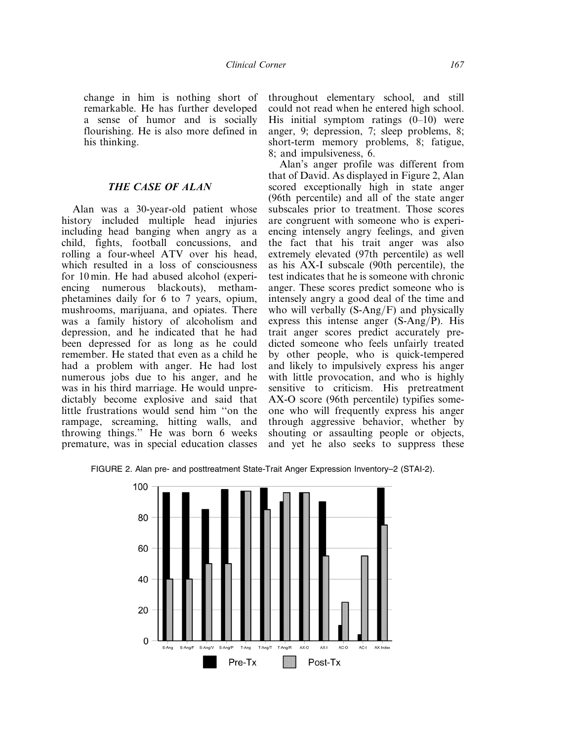change in him is nothing short of remarkable. He has further developed a sense of humor and is socially flourishing. He is also more defined in his thinking.

### *THE CASE OF ALAN*

Alan was a 30-year-old patient whose history included multiple head injuries including head banging when angry as a child, fights, football concussions, and rolling a four-wheel ATV over his head, which resulted in a loss of consciousness for 10 min. He had abused alcohol (experiencing numerous blackouts), methamphetamines daily for 6 to 7 years, opium, mushrooms, marijuana, and opiates. There was a family history of alcoholism and depression, and he indicated that he had been depressed for as long as he could remember. He stated that even as a child he had a problem with anger. He had lost numerous jobs due to his anger, and he was in his third marriage. He would unpredictably become explosive and said that little frustrations would send him ''on the rampage, screaming, hitting walls, and throwing things.'' He was born 6 weeks premature, was in special education classes throughout elementary school, and still could not read when he entered high school. His initial symptom ratings (0–10) were anger, 9; depression, 7; sleep problems, 8; short-term memory problems, 8; fatigue, 8; and impulsiveness, 6.

Alan's anger profile was different from that of David. As displayed in Figure 2, Alan scored exceptionally high in state anger (96th percentile) and all of the state anger subscales prior to treatment. Those scores are congruent with someone who is experiencing intensely angry feelings, and given the fact that his trait anger was also extremely elevated (97th percentile) as well as his AX-I subscale (90th percentile), the test indicates that he is someone with chronic anger. These scores predict someone who is intensely angry a good deal of the time and who will verbally (S-Ang/F) and physically express this intense anger (S-Ang/P). His trait anger scores predict accurately predicted someone who feels unfairly treated by other people, who is quick-tempered and likely to impulsively express his anger with little provocation, and who is highly sensitive to criticism. His pretreatment AX-O score (96th percentile) typifies someone who will frequently express his anger through aggressive behavior, whether by shouting or assaulting people or objects, and yet he also seeks to suppress these

FIGURE 2. Alan pre- and posttreatment State-Trait Anger Expression Inventory–2 (STAI-2).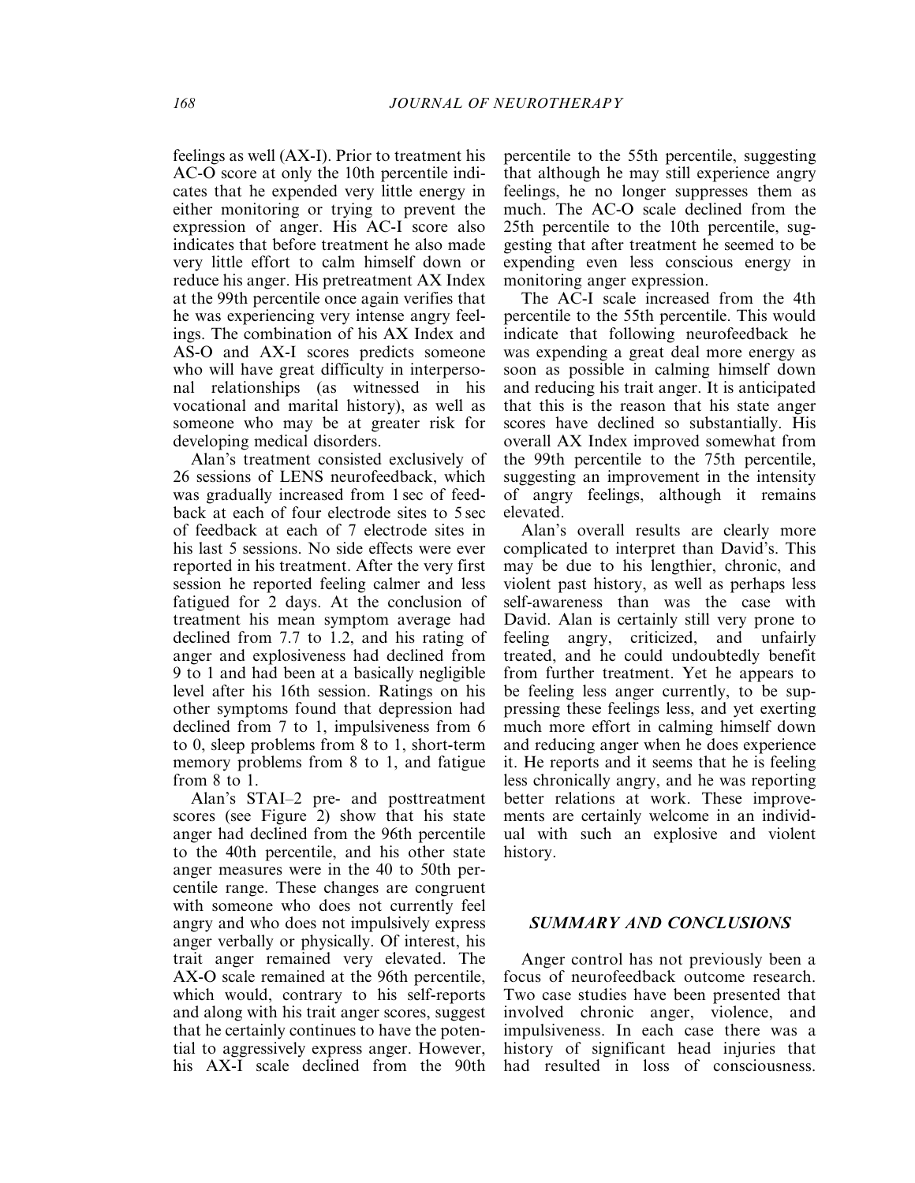feelings as well (AX-I). Prior to treatment his AC-O score at only the 10th percentile indicates that he expended very little energy in either monitoring or trying to prevent the expression of anger. His AC-I score also indicates that before treatment he also made very little effort to calm himself down or reduce his anger. His pretreatment AX Index at the 99th percentile once again verifies that he was experiencing very intense angry feelings. The combination of his AX Index and AS-O and AX-I scores predicts someone who will have great difficulty in interpersonal relationships (as witnessed in his vocational and marital history), as well as someone who may be at greater risk for developing medical disorders.

Alan's treatment consisted exclusively of 26 sessions of LENS neurofeedback, which was gradually increased from 1 sec of feedback at each of four electrode sites to 5 sec of feedback at each of 7 electrode sites in his last 5 sessions. No side effects were ever reported in his treatment. After the very first session he reported feeling calmer and less fatigued for 2 days. At the conclusion of treatment his mean symptom average had declined from 7.7 to 1.2, and his rating of anger and explosiveness had declined from 9 to 1 and had been at a basically negligible level after his 16th session. Ratings on his other symptoms found that depression had declined from 7 to 1, impulsiveness from 6 to 0, sleep problems from 8 to 1, short-term memory problems from 8 to 1, and fatigue from 8 to 1.

Alan's STAI–2 pre- and posttreatment scores (see Figure 2) show that his state anger had declined from the 96th percentile to the 40th percentile, and his other state anger measures were in the 40 to 50th percentile range. These changes are congruent with someone who does not currently feel angry and who does not impulsively express anger verbally or physically. Of interest, his trait anger remained very elevated. The AX-O scale remained at the 96th percentile, which would, contrary to his self-reports and along with his trait anger scores, suggest that he certainly continues to have the potential to aggressively express anger. However, his AX-I scale declined from the 90th percentile to the 55th percentile, suggesting that although he may still experience angry feelings, he no longer suppresses them as much. The AC-O scale declined from the 25th percentile to the 10th percentile, suggesting that after treatment he seemed to be expending even less conscious energy in monitoring anger expression.

The AC-I scale increased from the 4th percentile to the 55th percentile. This would indicate that following neurofeedback he was expending a great deal more energy as soon as possible in calming himself down and reducing his trait anger. It is anticipated that this is the reason that his state anger scores have declined so substantially. His overall AX Index improved somewhat from the 99th percentile to the 75th percentile, suggesting an improvement in the intensity of angry feelings, although it remains elevated.

Alan's overall results are clearly more complicated to interpret than David's. This may be due to his lengthier, chronic, and violent past history, as well as perhaps less self-awareness than was the case with David. Alan is certainly still very prone to feeling angry, criticized, and unfairly treated, and he could undoubtedly benefit from further treatment. Yet he appears to be feeling less anger currently, to be suppressing these feelings less, and yet exerting much more effort in calming himself down and reducing anger when he does experience it. He reports and it seems that he is feeling less chronically angry, and he was reporting better relations at work. These improvements are certainly welcome in an individual with such an explosive and violent history.

## SUMMARY AND CONCLUSIONS

Anger control has not previously been a focus of neurofeedback outcome research. Two case studies have been presented that involved chronic anger, violence, and impulsiveness. In each case there was a history of significant head injuries that had resulted in loss of consciousness.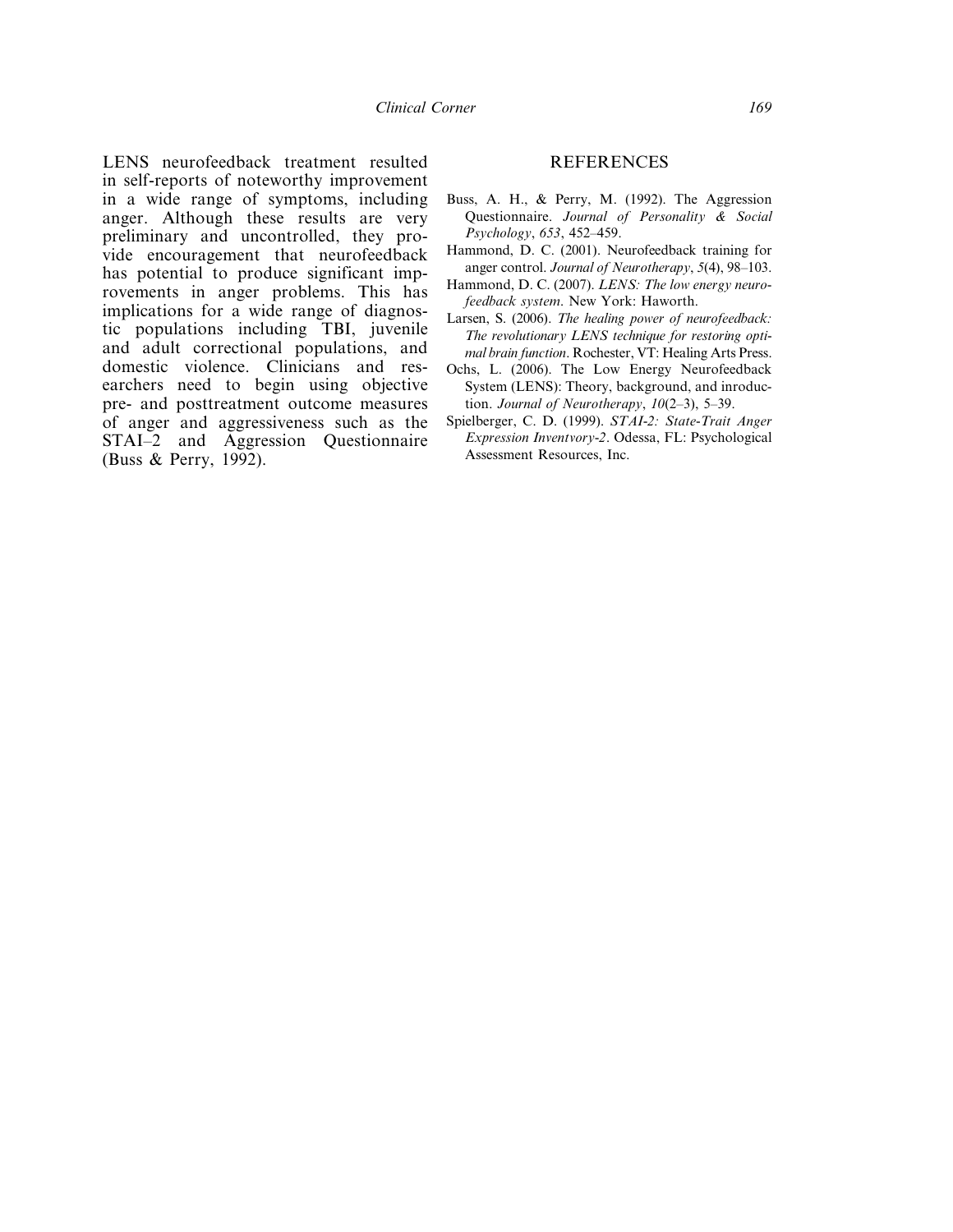LENS neurofeedback treatment resulted in self-reports of noteworthy improvement in a wide range of symptoms, including anger. Although these results are very preliminary and uncontrolled, they provide encouragement that neurofeedback has potential to produce significant improvements in anger problems. This has implications for a wide range of diagnostic populations including TBI, juvenile and adult correctional populations, and domestic violence. Clinicians and researchers need to begin using objective pre- and posttreatment outcome measures of anger and aggressiveness such as the STAI–2 and Aggression Questionnaire (Buss & Perry, 1992).

## REFERENCES

Buss, A. H., & Perry, M. (1992). The Aggression Questionnaire. *Journal of Personality & Social Psychology*, *653*, 452–459.

Hammond, D. C. (2001). Neurofeedback training for anger control. *Journal of Neurotherapy*, *5*(4), 98–103.

Hammond, D. C. (2007). *LENS: The low energy neurofeedback system*. New York: Haworth.

Larsen, S. (2006). *The healing power of neurofeedback: The revolutionary LENS technique for restoring optimal brain function*. Rochester, VT: Healing Arts Press.

Ochs, L. (2006). The Low Energy Neurofeedback System (LENS): Theory, background, and inroduction. *Journal of Neurotherapy*, *10*(2–3), 5–39.

Spielberger, C. D. (1999). *STAI-2: State-Trait Anger Expression Inventvory-2*. Odessa, FL: Psychological Assessment Resources, Inc.